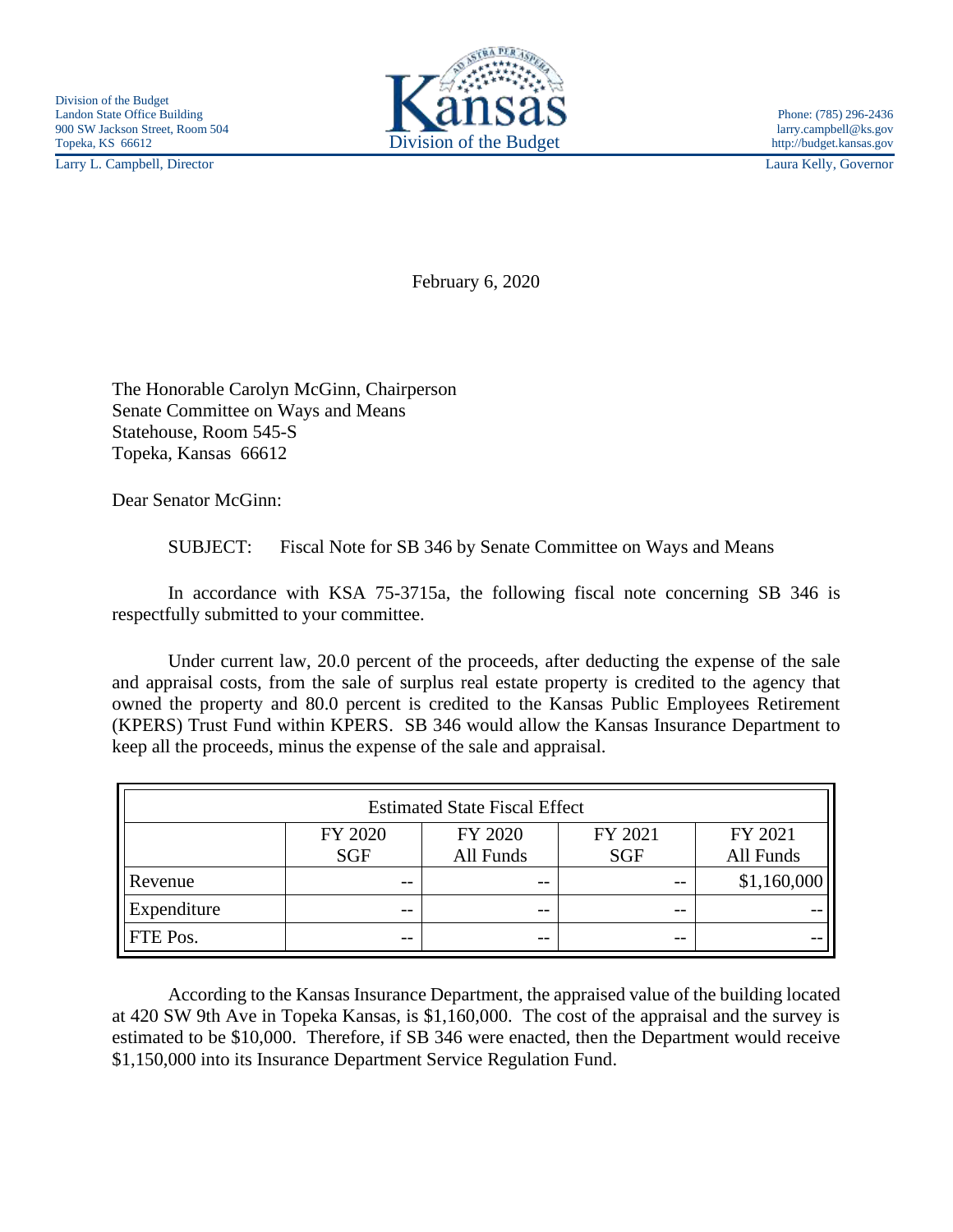Division of the Budget
Landon State Office Building
900 SW Jackson Street, Room 504
Topeka, KS 66612

Kansas
Division of the Budget

Phone: (785) 296-2436
larry.campbell@ks.gov
http://budget.kansas.gov

Larry L. Campbell, Director

Laura Kelly, Governor

February 6, 2020

The Honorable Carolyn McGinn, Chairperson
Senate Committee on Ways and Means
Statehouse, Room 545-S
Topeka, Kansas 66612

Dear Senator McGinn:

SUBJECT: Fiscal Note for SB 346 by Senate Committee on Ways and Means

In accordance with KSA 75-3715a, the following fiscal note concerning SB 346 is respectfully submitted to your committee.

Under current law, 20.0 percent of the proceeds, after deducting the expense of the sale and appraisal costs, from the sale of surplus real estate property is credited to the agency that owned the property and 80.0 percent is credited to the Kansas Public Employees Retirement (KPERS) Trust Fund within KPERS. SB 346 would allow the Kansas Insurance Department to keep all the proceeds, minus the expense of the sale and appraisal.

| Estimated State Fiscal Effect | | | | |
|---|---|---|---|---|
| | FY 2020 SGF | FY 2020 All Funds | FY 2021 SGF | FY 2021 All Funds |
| Revenue | -- | -- | -- | $1,160,000 |
| Expenditure | -- | -- | -- | -- |
| FTE Pos. | -- | -- | -- | -- |

According to the Kansas Insurance Department, the appraised value of the building located at 420 SW 9th Ave in Topeka Kansas, is $1,160,000. The cost of the appraisal and the survey is estimated to be $10,000. Therefore, if SB 346 were enacted, then the Department would receive $1,150,000 into its Insurance Department Service Regulation Fund.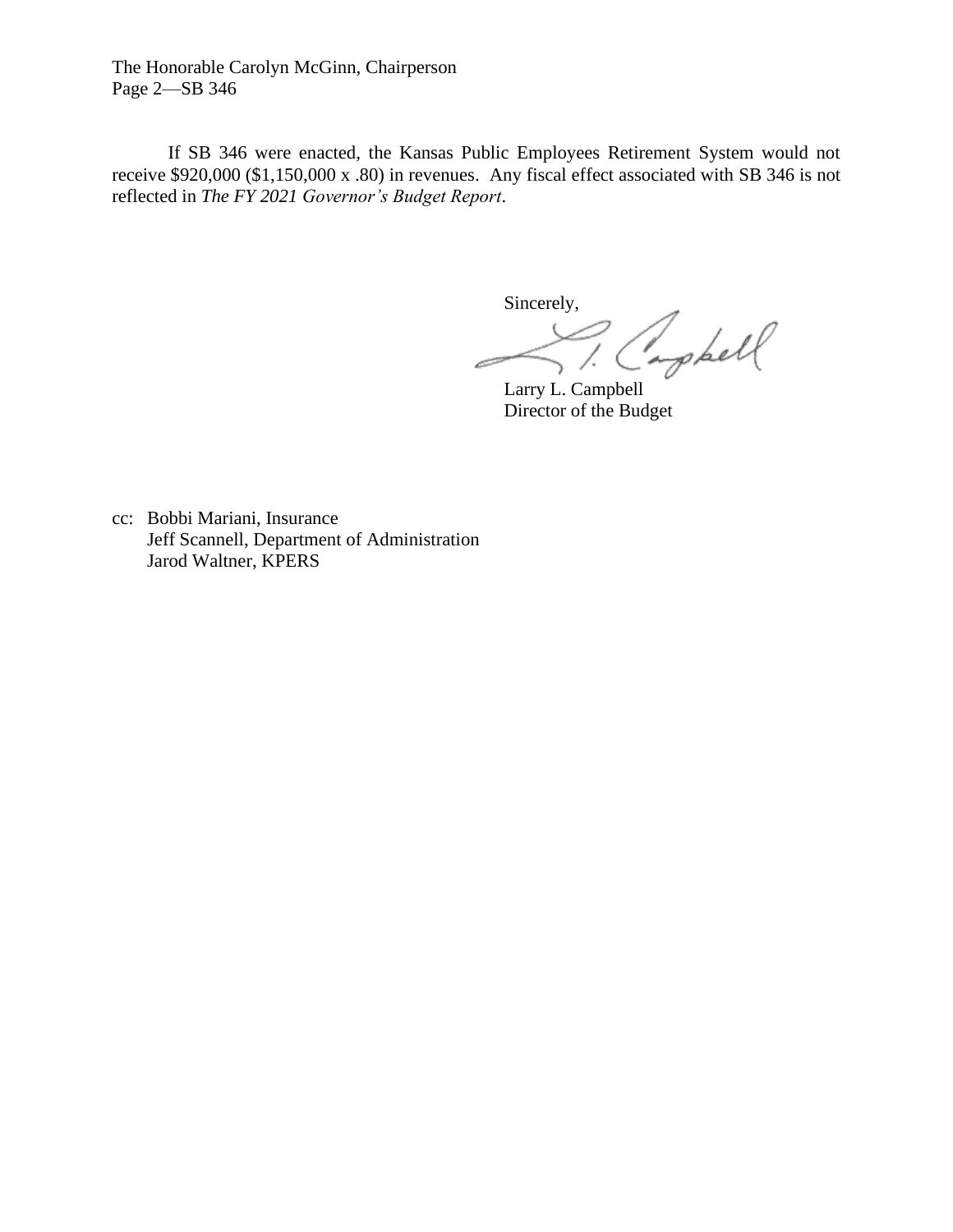If SB 346 were enacted, the Kansas Public Employees Retirement System would not receive $920,000 ($1,150,000 x .80) in revenues. Any fiscal effect associated with SB 346 is not reflected in *The FY 2021 Governor's Budget Report*.

Sincerely,

Larry L. Campbell
Director of the Budget

cc: Bobbi Mariani, Insurance
Jeff Scannell, Department of Administration
Jarod Waltner, KPERS